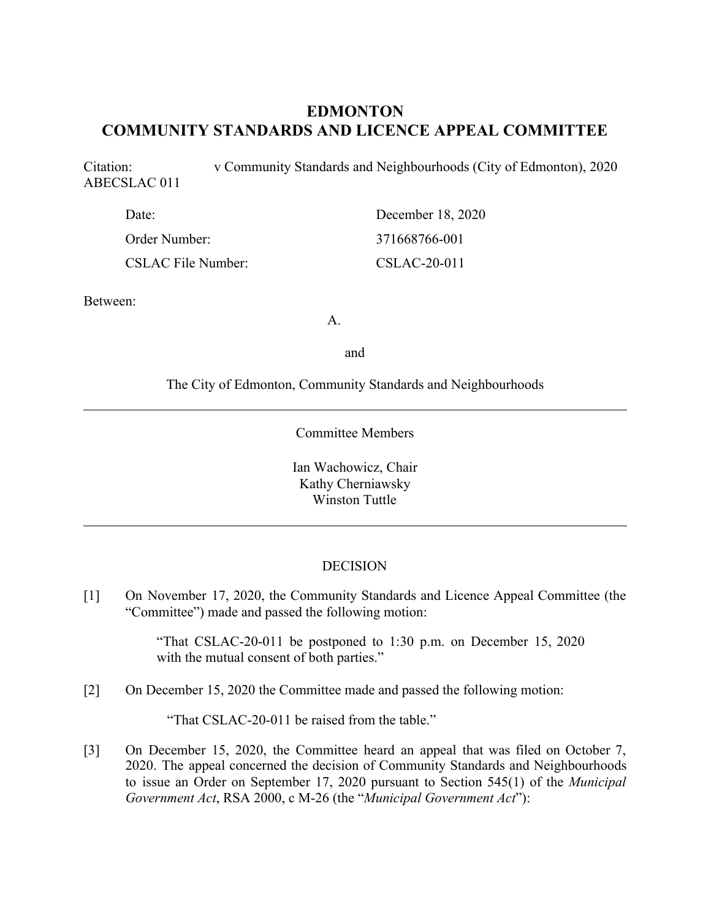# EDMONTON
# COMMUNITY STANDARDS AND LICENCE APPEAL COMMITTEE

Citation: v Community Standards and Neighbourhoods (City of Edmonton), 2020 ABECSLAC 011

| | |
|---|---|
| Date: | December 18, 2020 |
| Order Number: | 371668766-001 |
| CSLAC File Number: | CSLAC-20-011 |

Between:

A.

and

The City of Edmonton, Community Standards and Neighbourhoods

---

Committee Members

Ian Wachowicz, Chair
Kathy Cherniawsky
Winston Tuttle

---

DECISION

[1] On November 17, 2020, the Community Standards and Licence Appeal Committee (the "Committee") made and passed the following motion:

> "That CSLAC-20-011 be postponed to 1:30 p.m. on December 15, 2020 with the mutual consent of both parties."

[2] On December 15, 2020 the Committee made and passed the following motion:

> "That CSLAC-20-011 be raised from the table."

[3] On December 15, 2020, the Committee heard an appeal that was filed on October 7, 2020. The appeal concerned the decision of Community Standards and Neighbourhoods to issue an Order on September 17, 2020 pursuant to Section 545(1) of the *Municipal Government Act*, RSA 2000, c M-26 (the "*Municipal Government Act*"):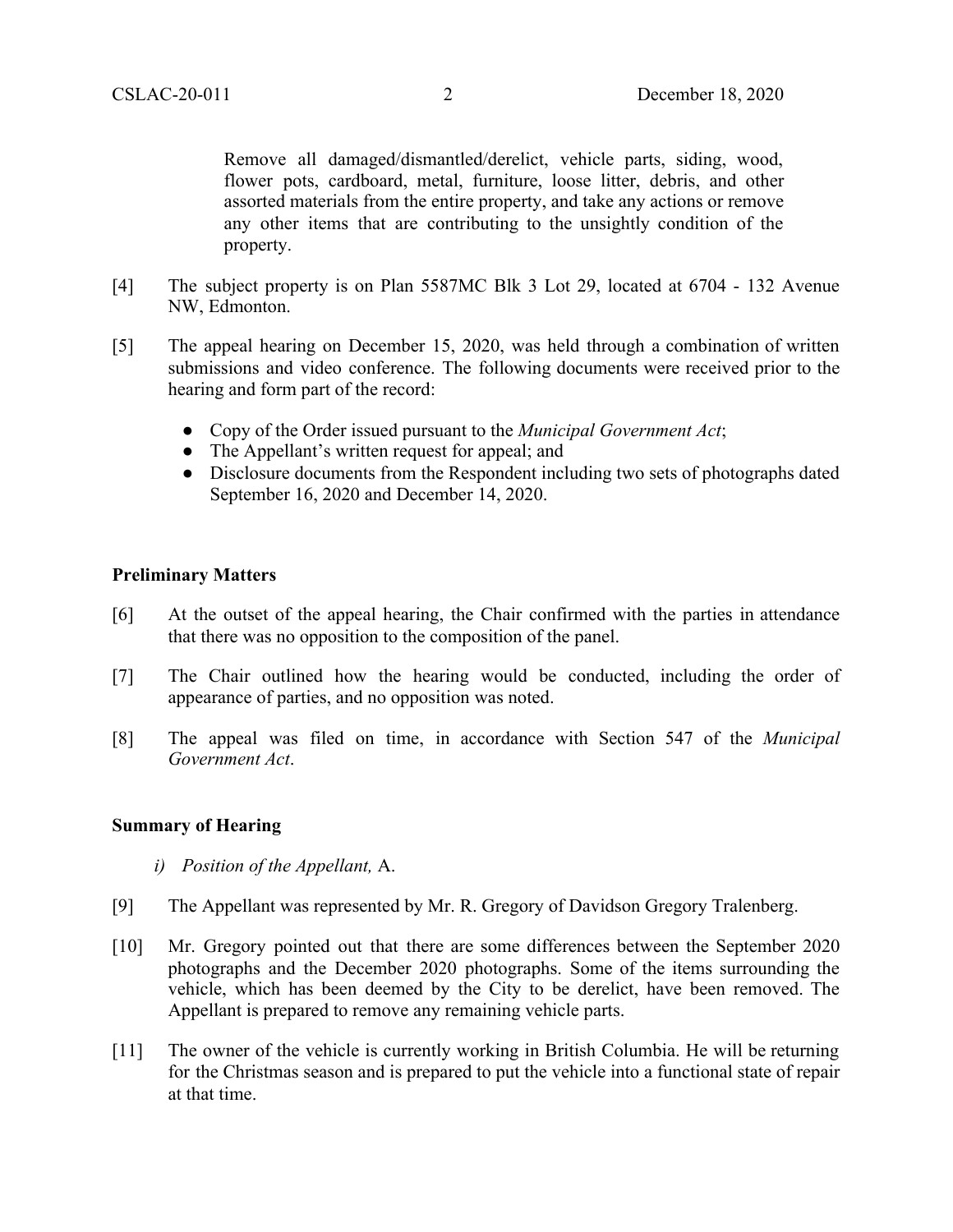Remove all damaged/dismantled/derelict, vehicle parts, siding, wood, flower pots, cardboard, metal, furniture, loose litter, debris, and other assorted materials from the entire property, and take any actions or remove any other items that are contributing to the unsightly condition of the property.

[4] The subject property is on Plan 5587MC Blk 3 Lot 29, located at 6704 - 132 Avenue NW, Edmonton.

[5] The appeal hearing on December 15, 2020, was held through a combination of written submissions and video conference. The following documents were received prior to the hearing and form part of the record:

- Copy of the Order issued pursuant to the *Municipal Government Act*;
- The Appellant's written request for appeal; and
- Disclosure documents from the Respondent including two sets of photographs dated September 16, 2020 and December 14, 2020.

## Preliminary Matters

[6] At the outset of the appeal hearing, the Chair confirmed with the parties in attendance that there was no opposition to the composition of the panel.

[7] The Chair outlined how the hearing would be conducted, including the order of appearance of parties, and no opposition was noted.

[8] The appeal was filed on time, in accordance with Section 547 of the *Municipal Government Act*.

## Summary of Hearing

*i) Position of the Appellant,* A.

[9] The Appellant was represented by Mr. R. Gregory of Davidson Gregory Tralenberg.

[10] Mr. Gregory pointed out that there are some differences between the September 2020 photographs and the December 2020 photographs. Some of the items surrounding the vehicle, which has been deemed by the City to be derelict, have been removed. The Appellant is prepared to remove any remaining vehicle parts.

[11] The owner of the vehicle is currently working in British Columbia. He will be returning for the Christmas season and is prepared to put the vehicle into a functional state of repair at that time.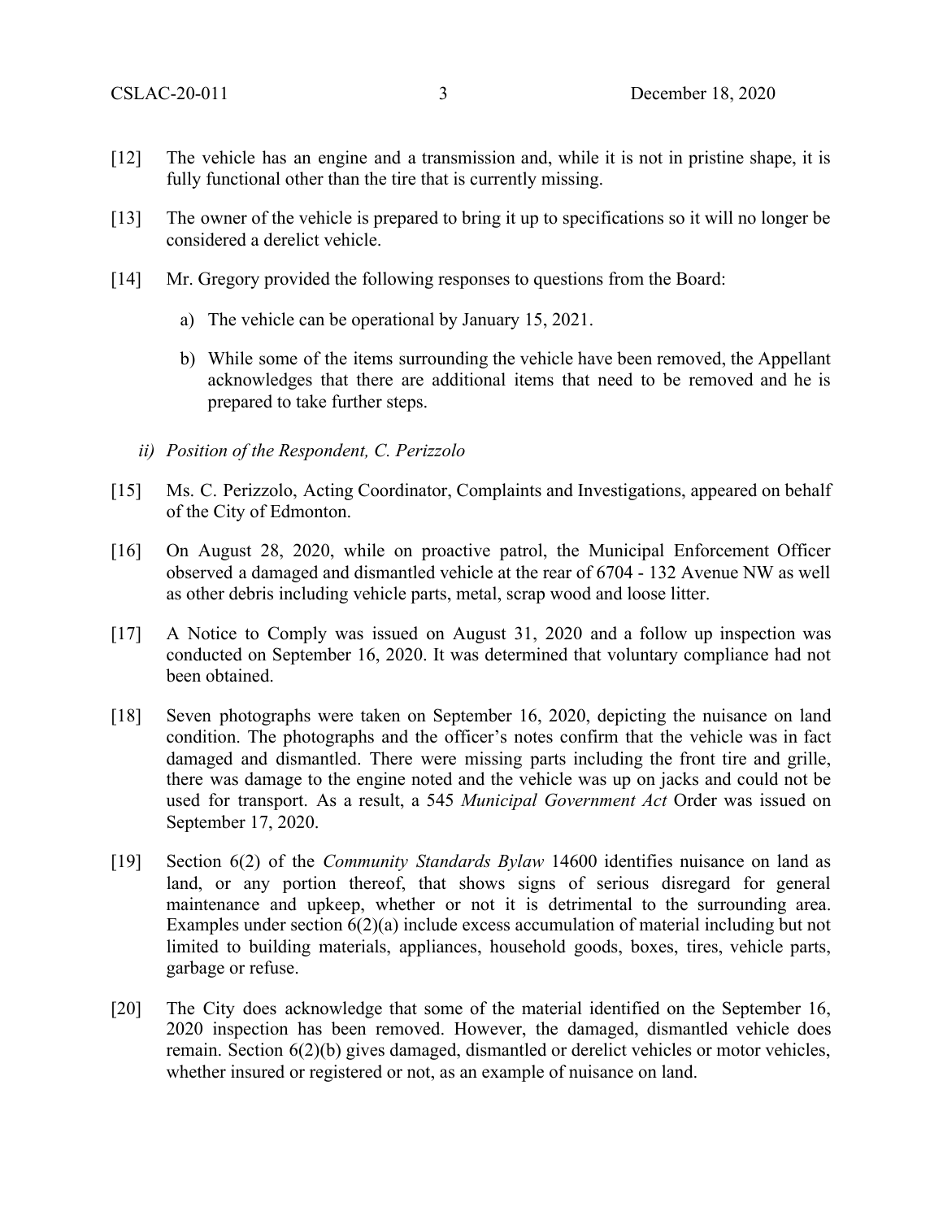[12] The vehicle has an engine and a transmission and, while it is not in pristine shape, it is fully functional other than the tire that is currently missing.

[13] The owner of the vehicle is prepared to bring it up to specifications so it will no longer be considered a derelict vehicle.

[14] Mr. Gregory provided the following responses to questions from the Board:

a) The vehicle can be operational by January 15, 2021.

b) While some of the items surrounding the vehicle have been removed, the Appellant acknowledges that there are additional items that need to be removed and he is prepared to take further steps.

*ii) Position of the Respondent, C. Perizzolo*

[15] Ms. C. Perizzolo, Acting Coordinator, Complaints and Investigations, appeared on behalf of the City of Edmonton.

[16] On August 28, 2020, while on proactive patrol, the Municipal Enforcement Officer observed a damaged and dismantled vehicle at the rear of 6704 - 132 Avenue NW as well as other debris including vehicle parts, metal, scrap wood and loose litter.

[17] A Notice to Comply was issued on August 31, 2020 and a follow up inspection was conducted on September 16, 2020. It was determined that voluntary compliance had not been obtained.

[18] Seven photographs were taken on September 16, 2020, depicting the nuisance on land condition. The photographs and the officer's notes confirm that the vehicle was in fact damaged and dismantled. There were missing parts including the front tire and grille, there was damage to the engine noted and the vehicle was up on jacks and could not be used for transport. As a result, a 545 *Municipal Government Act* Order was issued on September 17, 2020.

[19] Section 6(2) of the *Community Standards Bylaw* 14600 identifies nuisance on land as land, or any portion thereof, that shows signs of serious disregard for general maintenance and upkeep, whether or not it is detrimental to the surrounding area. Examples under section 6(2)(a) include excess accumulation of material including but not limited to building materials, appliances, household goods, boxes, tires, vehicle parts, garbage or refuse.

[20] The City does acknowledge that some of the material identified on the September 16, 2020 inspection has been removed. However, the damaged, dismantled vehicle does remain. Section 6(2)(b) gives damaged, dismantled or derelict vehicles or motor vehicles, whether insured or registered or not, as an example of nuisance on land.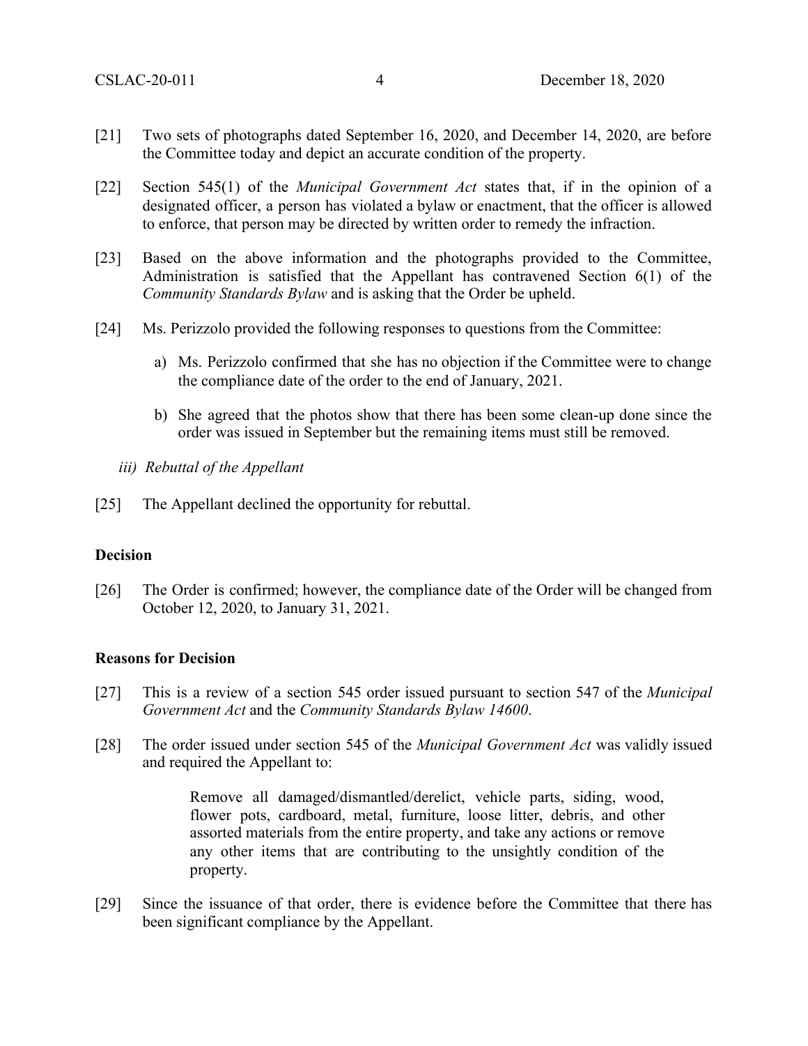[21] Two sets of photographs dated September 16, 2020, and December 14, 2020, are before the Committee today and depict an accurate condition of the property.

[22] Section 545(1) of the *Municipal Government Act* states that, if in the opinion of a designated officer, a person has violated a bylaw or enactment, that the officer is allowed to enforce, that person may be directed by written order to remedy the infraction.

[23] Based on the above information and the photographs provided to the Committee, Administration is satisfied that the Appellant has contravened Section 6(1) of the *Community Standards Bylaw* and is asking that the Order be upheld.

[24] Ms. Perizzolo provided the following responses to questions from the Committee:

a) Ms. Perizzolo confirmed that she has no objection if the Committee were to change the compliance date of the order to the end of January, 2021.

b) She agreed that the photos show that there has been some clean-up done since the order was issued in September but the remaining items must still be removed.

*iii) Rebuttal of the Appellant*

[25] The Appellant declined the opportunity for rebuttal.

**Decision**

[26] The Order is confirmed; however, the compliance date of the Order will be changed from October 12, 2020, to January 31, 2021.

**Reasons for Decision**

[27] This is a review of a section 545 order issued pursuant to section 547 of the *Municipal Government Act* and the *Community Standards Bylaw 14600*.

[28] The order issued under section 545 of the *Municipal Government Act* was validly issued and required the Appellant to:

> Remove all damaged/dismantled/derelict, vehicle parts, siding, wood, flower pots, cardboard, metal, furniture, loose litter, debris, and other assorted materials from the entire property, and take any actions or remove any other items that are contributing to the unsightly condition of the property.

[29] Since the issuance of that order, there is evidence before the Committee that there has been significant compliance by the Appellant.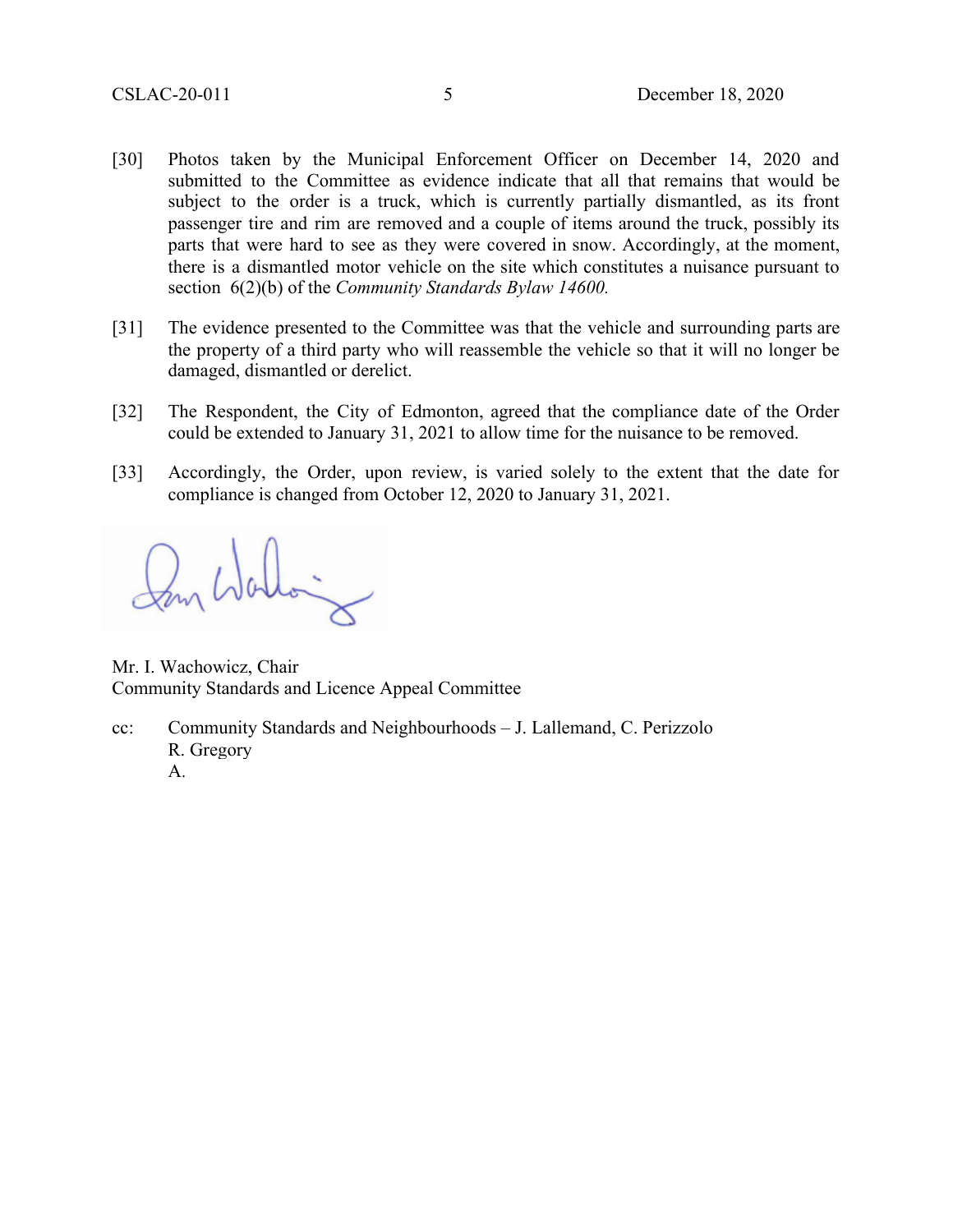[30] Photos taken by the Municipal Enforcement Officer on December 14, 2020 and submitted to the Committee as evidence indicate that all that remains that would be subject to the order is a truck, which is currently partially dismantled, as its front passenger tire and rim are removed and a couple of items around the truck, possibly its parts that were hard to see as they were covered in snow. Accordingly, at the moment, there is a dismantled motor vehicle on the site which constitutes a nuisance pursuant to section 6(2)(b) of the *Community Standards Bylaw 14600.*

[31] The evidence presented to the Committee was that the vehicle and surrounding parts are the property of a third party who will reassemble the vehicle so that it will no longer be damaged, dismantled or derelict.

[32] The Respondent, the City of Edmonton, agreed that the compliance date of the Order could be extended to January 31, 2021 to allow time for the nuisance to be removed.

[33] Accordingly, the Order, upon review, is varied solely to the extent that the date for compliance is changed from October 12, 2020 to January 31, 2021.

Mr. I. Wachowicz, Chair
Community Standards and Licence Appeal Committee

cc: Community Standards and Neighbourhoods – J. Lallemand, C. Perizzolo
R. Gregory
A.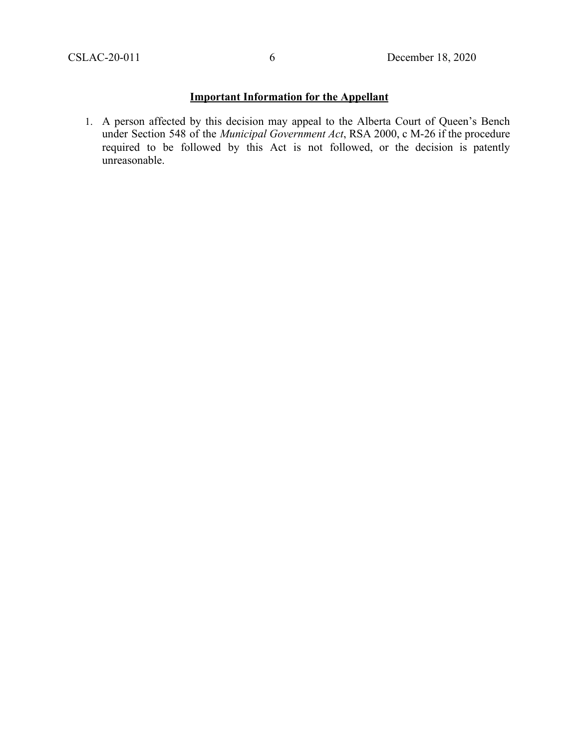**Important Information for the Appellant**

1. A person affected by this decision may appeal to the Alberta Court of Queen's Bench under Section 548 of the *Municipal Government Act*, RSA 2000, c M-26 if the procedure required to be followed by this Act is not followed, or the decision is patently unreasonable.